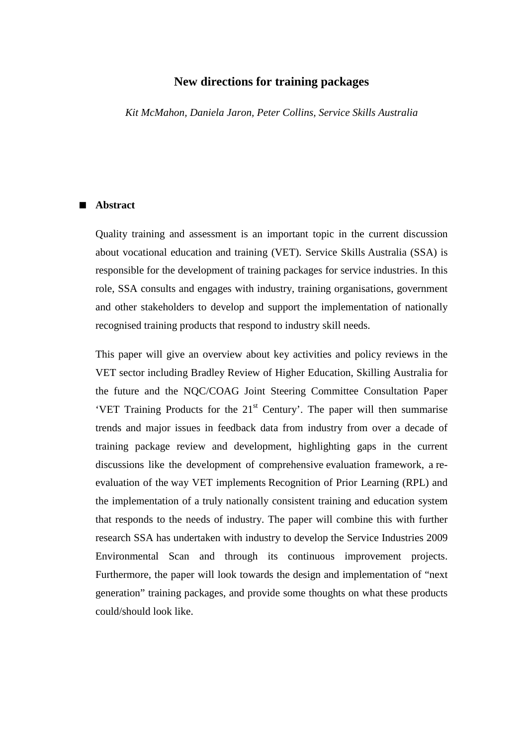# New directions for training packages

*Kit McMahon, Daniela Jaron, Peter Collins, Service Skills Australia*

## Abstract

Quality training and assessment is an important topic in the current discussion about vocational education and training (VET). Service Skills Australia (SSA) is responsible for the development of training packages for service industries. In this role, SSA consults and engages with industry, training organisations, government and other stakeholders to develop and support the implementation of nationally recognised training products that respond to industry skill needs.

This paper will give an overview about key activities and policy reviews in the VET sector including Bradley Review of Higher Education, Skilling Australia for the future and the NQC/COAG Joint Steering Committee Consultation Paper 'VET Training Products for the 21st Century'. The paper will then summarise trends and major issues in feedback data from industry from over a decade of training package review and development, highlighting gaps in the current discussions like the development of comprehensive evaluation framework, a re-evaluation of the way VET implements Recognition of Prior Learning (RPL) and the implementation of a truly nationally consistent training and education system that responds to the needs of industry. The paper will combine this with further research SSA has undertaken with industry to develop the Service Industries 2009 Environmental Scan and through its continuous improvement projects. Furthermore, the paper will look towards the design and implementation of "next generation" training packages, and provide some thoughts on what these products could/should look like.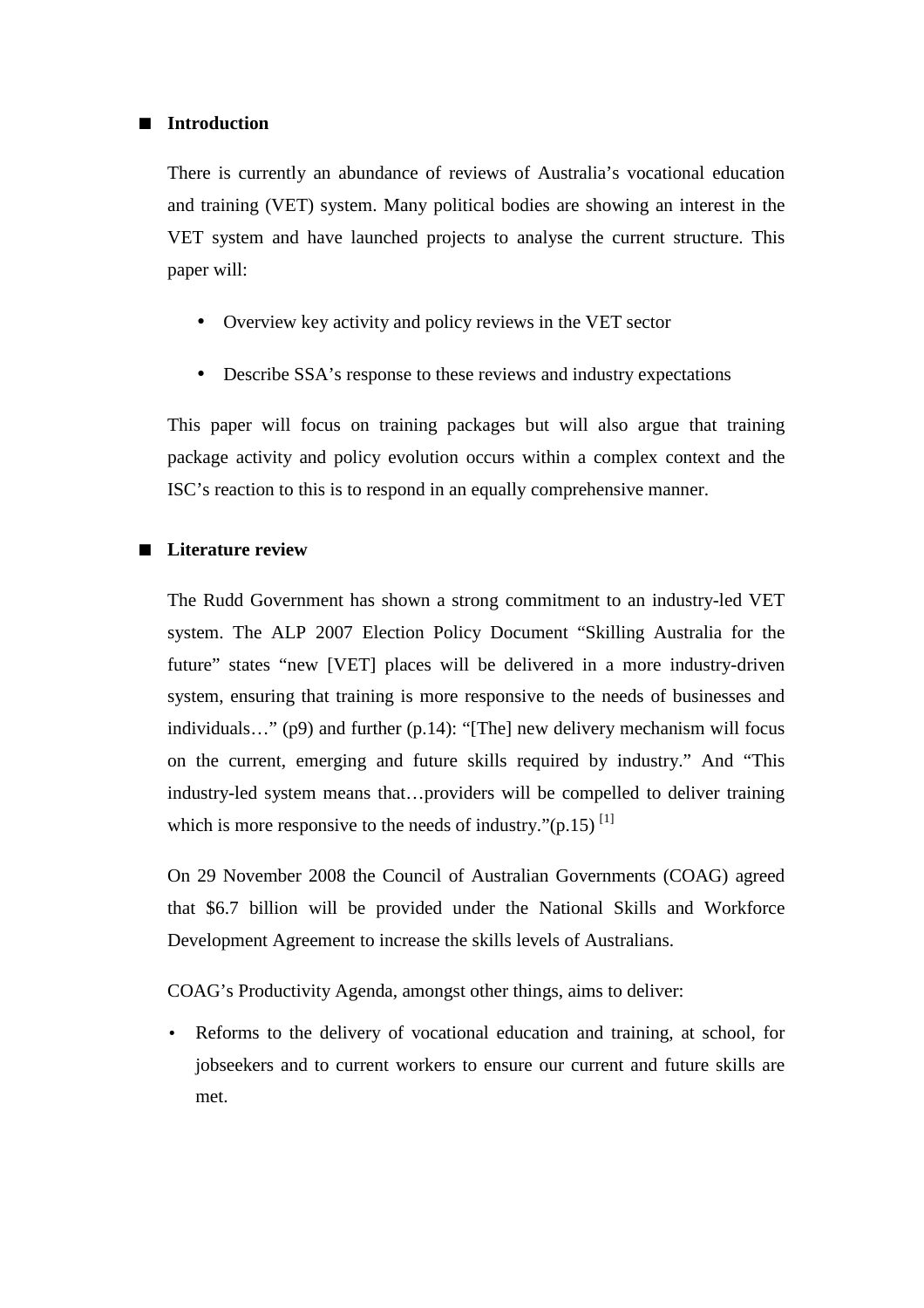## Introduction

There is currently an abundance of reviews of Australia's vocational education and training (VET) system. Many political bodies are showing an interest in the VET system and have launched projects to analyse the current structure. This paper will:

- Overview key activity and policy reviews in the VET sector
- Describe SSA's response to these reviews and industry expectations

This paper will focus on training packages but will also argue that training package activity and policy evolution occurs within a complex context and the ISC's reaction to this is to respond in an equally comprehensive manner.

## Literature review

The Rudd Government has shown a strong commitment to an industry-led VET system. The ALP 2007 Election Policy Document "Skilling Australia for the future" states "new [VET] places will be delivered in a more industry-driven system, ensuring that training is more responsive to the needs of businesses and individuals…" (p9) and further (p.14): "[The] new delivery mechanism will focus on the current, emerging and future skills required by industry." And "This industry-led system means that…providers will be compelled to deliver training which is more responsive to the needs of industry."(p.15) [1]

On 29 November 2008 the Council of Australian Governments (COAG) agreed that $6.7 billion will be provided under the National Skills and Workforce Development Agreement to increase the skills levels of Australians.

COAG's Productivity Agenda, amongst other things, aims to deliver:

- Reforms to the delivery of vocational education and training, at school, for jobseekers and to current workers to ensure our current and future skills are met.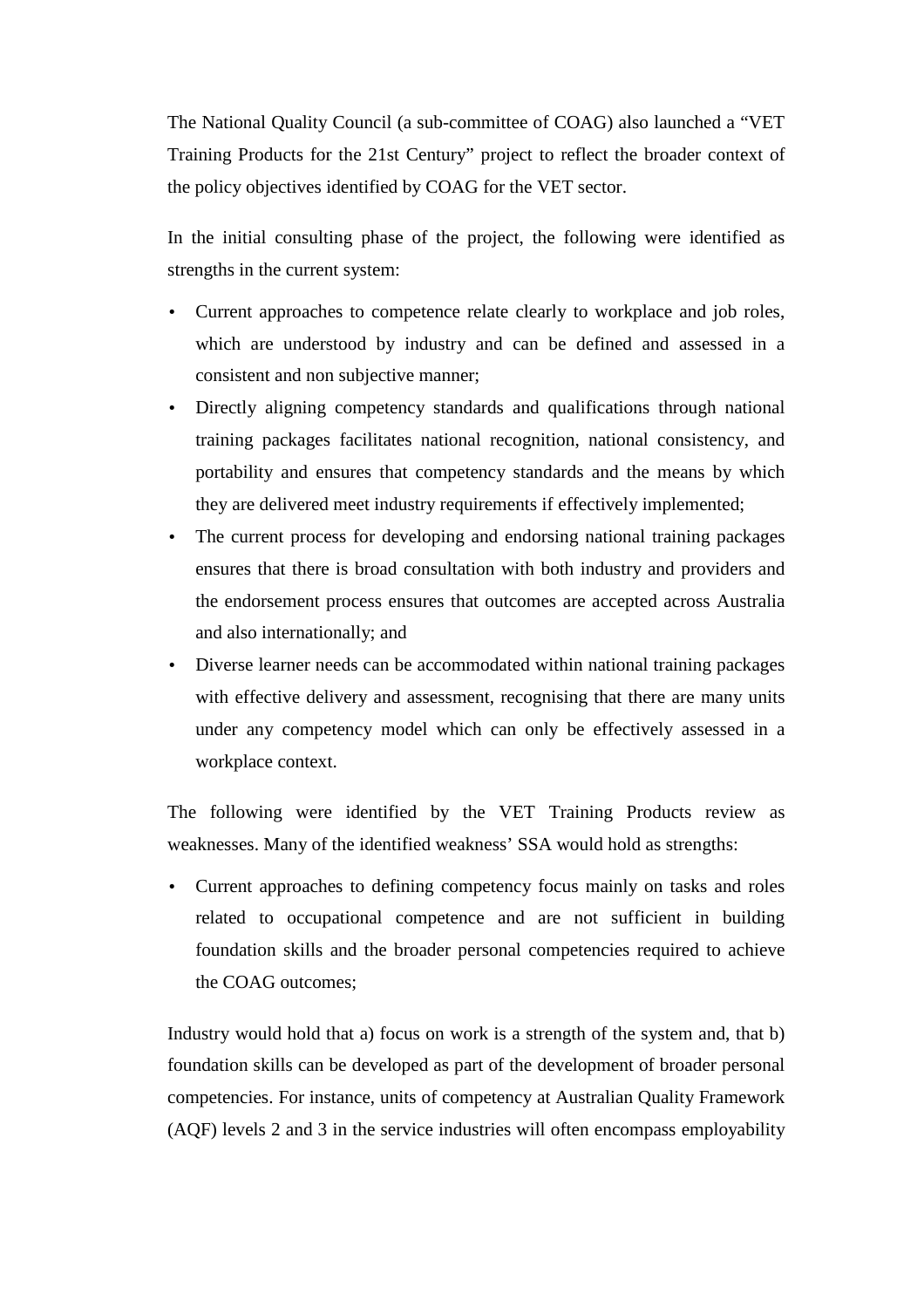The National Quality Council (a sub-committee of COAG) also launched a "VET Training Products for the 21st Century" project to reflect the broader context of the policy objectives identified by COAG for the VET sector.

In the initial consulting phase of the project, the following were identified as strengths in the current system:

- Current approaches to competence relate clearly to workplace and job roles, which are understood by industry and can be defined and assessed in a consistent and non subjective manner;
- Directly aligning competency standards and qualifications through national training packages facilitates national recognition, national consistency, and portability and ensures that competency standards and the means by which they are delivered meet industry requirements if effectively implemented;
- The current process for developing and endorsing national training packages ensures that there is broad consultation with both industry and providers and the endorsement process ensures that outcomes are accepted across Australia and also internationally; and
- Diverse learner needs can be accommodated within national training packages with effective delivery and assessment, recognising that there are many units under any competency model which can only be effectively assessed in a workplace context.

The following were identified by the VET Training Products review as weaknesses. Many of the identified weakness' SSA would hold as strengths:

- Current approaches to defining competency focus mainly on tasks and roles related to occupational competence and are not sufficient in building foundation skills and the broader personal competencies required to achieve the COAG outcomes;

Industry would hold that a) focus on work is a strength of the system and, that b) foundation skills can be developed as part of the development of broader personal competencies. For instance, units of competency at Australian Quality Framework (AQF) levels 2 and 3 in the service industries will often encompass employability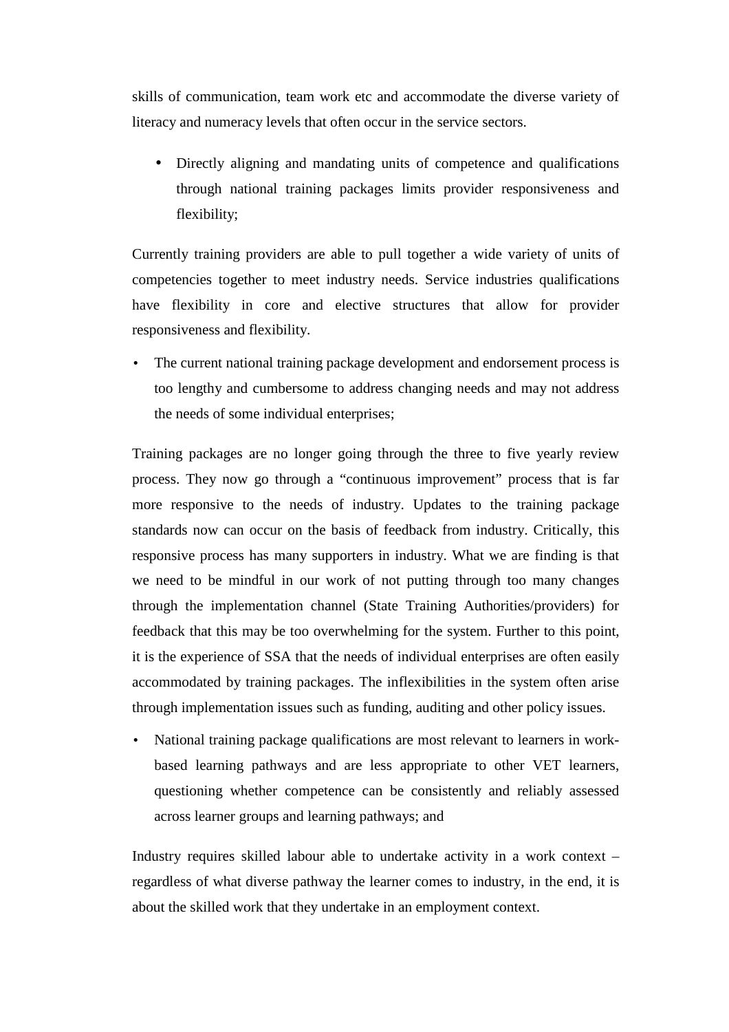skills of communication, team work etc and accommodate the diverse variety of literacy and numeracy levels that often occur in the service sectors.

- Directly aligning and mandating units of competence and qualifications through national training packages limits provider responsiveness and flexibility;

Currently training providers are able to pull together a wide variety of units of competencies together to meet industry needs. Service industries qualifications have flexibility in core and elective structures that allow for provider responsiveness and flexibility.

- The current national training package development and endorsement process is too lengthy and cumbersome to address changing needs and may not address the needs of some individual enterprises;

Training packages are no longer going through the three to five yearly review process. They now go through a "continuous improvement" process that is far more responsive to the needs of industry. Updates to the training package standards now can occur on the basis of feedback from industry. Critically, this responsive process has many supporters in industry. What we are finding is that we need to be mindful in our work of not putting through too many changes through the implementation channel (State Training Authorities/providers) for feedback that this may be too overwhelming for the system. Further to this point, it is the experience of SSA that the needs of individual enterprises are often easily accommodated by training packages. The inflexibilities in the system often arise through implementation issues such as funding, auditing and other policy issues.

- National training package qualifications are most relevant to learners in work-based learning pathways and are less appropriate to other VET learners, questioning whether competence can be consistently and reliably assessed across learner groups and learning pathways; and

Industry requires skilled labour able to undertake activity in a work context – regardless of what diverse pathway the learner comes to industry, in the end, it is about the skilled work that they undertake in an employment context.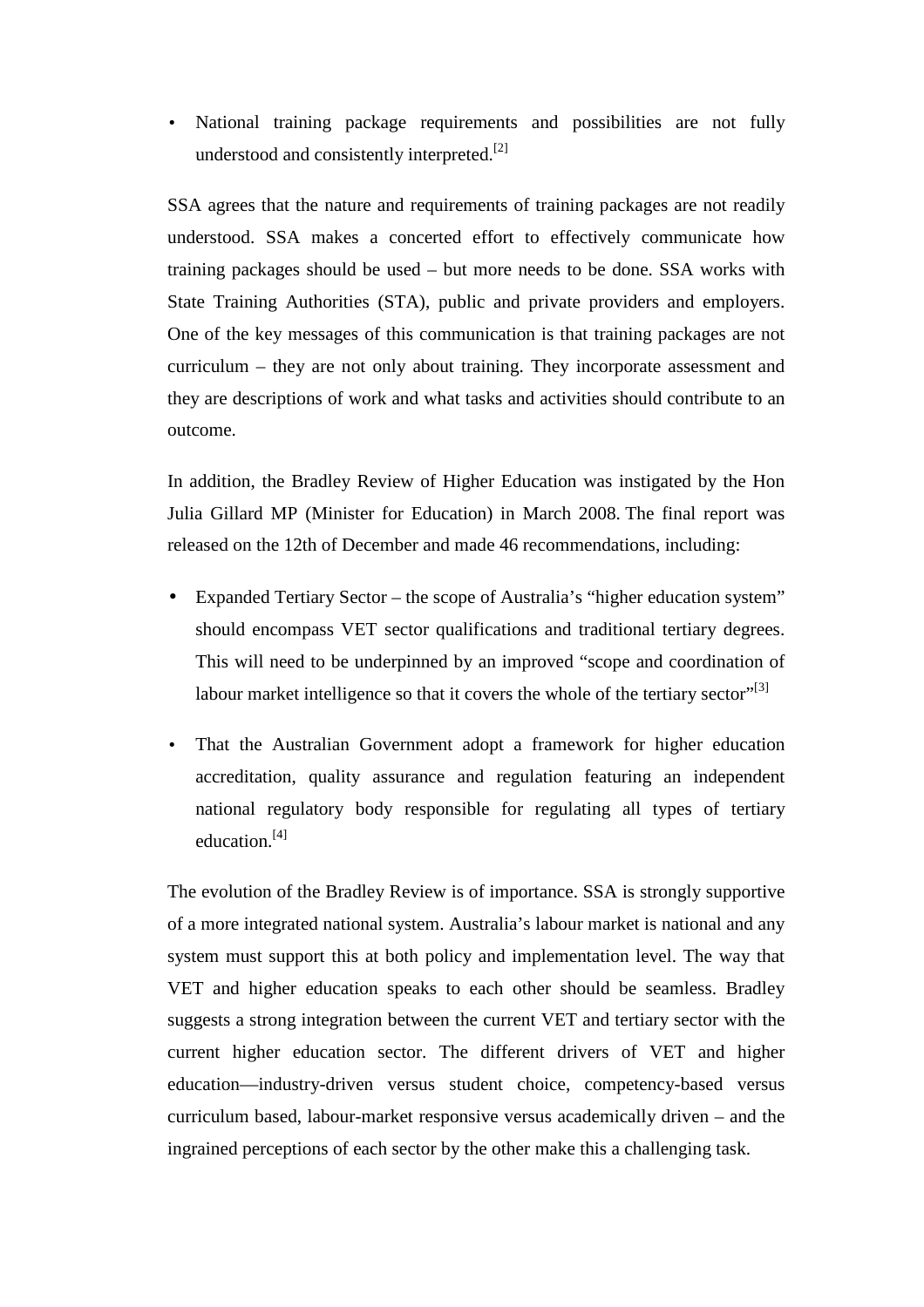- National training package requirements and possibilities are not fully understood and consistently interpreted.[2]

SSA agrees that the nature and requirements of training packages are not readily understood. SSA makes a concerted effort to effectively communicate how training packages should be used – but more needs to be done. SSA works with State Training Authorities (STA), public and private providers and employers. One of the key messages of this communication is that training packages are not curriculum – they are not only about training. They incorporate assessment and they are descriptions of work and what tasks and activities should contribute to an outcome.

In addition, the Bradley Review of Higher Education was instigated by the Hon Julia Gillard MP (Minister for Education) in March 2008. The final report was released on the 12th of December and made 46 recommendations, including:

- Expanded Tertiary Sector – the scope of Australia's "higher education system" should encompass VET sector qualifications and traditional tertiary degrees. This will need to be underpinned by an improved "scope and coordination of labour market intelligence so that it covers the whole of the tertiary sector"[3]

- That the Australian Government adopt a framework for higher education accreditation, quality assurance and regulation featuring an independent national regulatory body responsible for regulating all types of tertiary education.[4]

The evolution of the Bradley Review is of importance. SSA is strongly supportive of a more integrated national system. Australia's labour market is national and any system must support this at both policy and implementation level. The way that VET and higher education speaks to each other should be seamless. Bradley suggests a strong integration between the current VET and tertiary sector with the current higher education sector. The different drivers of VET and higher education—industry-driven versus student choice, competency-based versus curriculum based, labour-market responsive versus academically driven – and the ingrained perceptions of each sector by the other make this a challenging task.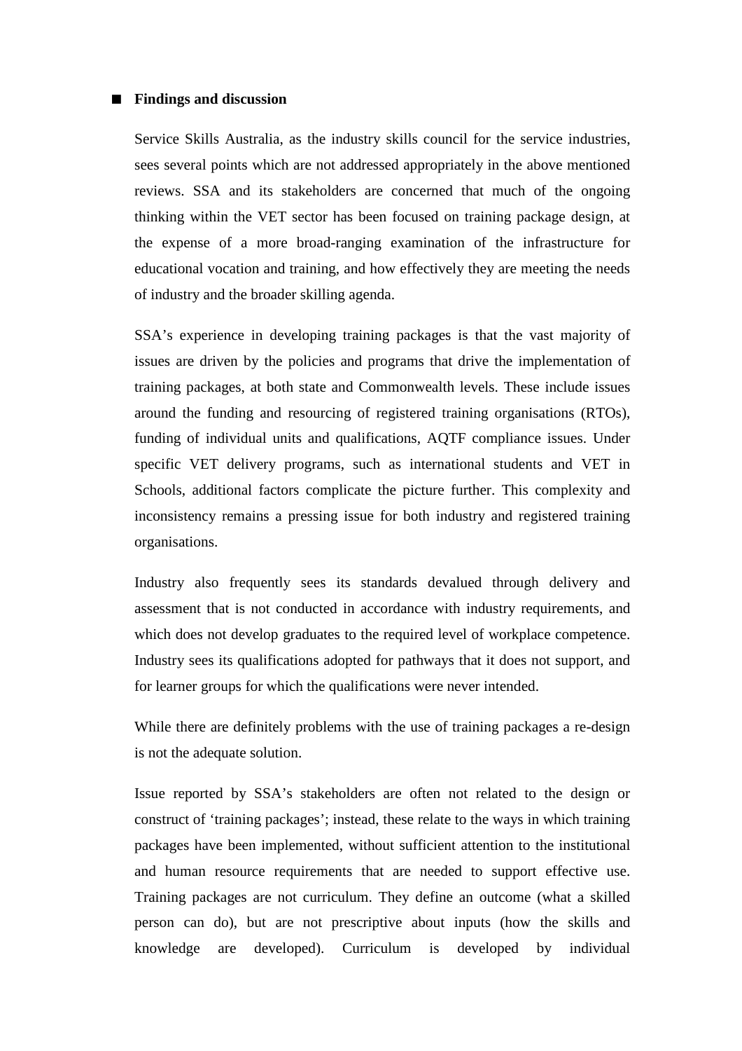- **Findings and discussion**

Service Skills Australia, as the industry skills council for the service industries, sees several points which are not addressed appropriately in the above mentioned reviews. SSA and its stakeholders are concerned that much of the ongoing thinking within the VET sector has been focused on training package design, at the expense of a more broad-ranging examination of the infrastructure for educational vocation and training, and how effectively they are meeting the needs of industry and the broader skilling agenda.

SSA's experience in developing training packages is that the vast majority of issues are driven by the policies and programs that drive the implementation of training packages, at both state and Commonwealth levels. These include issues around the funding and resourcing of registered training organisations (RTOs), funding of individual units and qualifications, AQTF compliance issues. Under specific VET delivery programs, such as international students and VET in Schools, additional factors complicate the picture further. This complexity and inconsistency remains a pressing issue for both industry and registered training organisations.

Industry also frequently sees its standards devalued through delivery and assessment that is not conducted in accordance with industry requirements, and which does not develop graduates to the required level of workplace competence. Industry sees its qualifications adopted for pathways that it does not support, and for learner groups for which the qualifications were never intended.

While there are definitely problems with the use of training packages a re-design is not the adequate solution.

Issue reported by SSA's stakeholders are often not related to the design or construct of 'training packages'; instead, these relate to the ways in which training packages have been implemented, without sufficient attention to the institutional and human resource requirements that are needed to support effective use. Training packages are not curriculum. They define an outcome (what a skilled person can do), but are not prescriptive about inputs (how the skills and knowledge are developed). Curriculum is developed by individual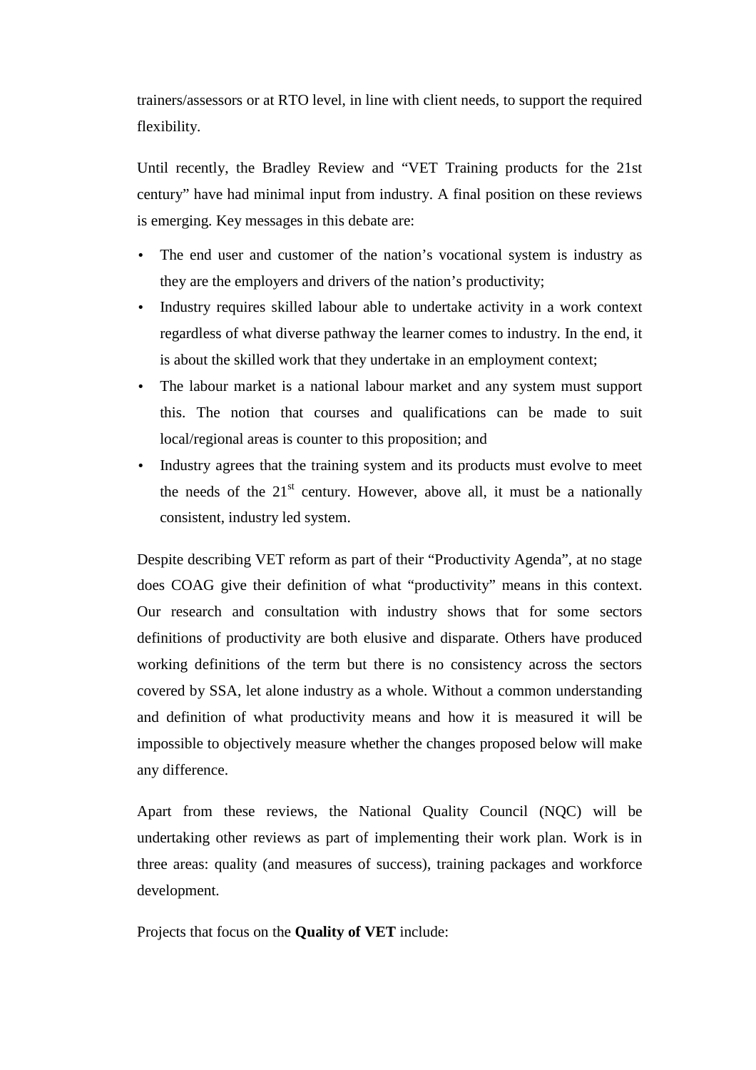trainers/assessors or at RTO level, in line with client needs, to support the required flexibility.

Until recently, the Bradley Review and "VET Training products for the 21st century" have had minimal input from industry. A final position on these reviews is emerging. Key messages in this debate are:

- The end user and customer of the nation's vocational system is industry as they are the employers and drivers of the nation's productivity;
- Industry requires skilled labour able to undertake activity in a work context regardless of what diverse pathway the learner comes to industry. In the end, it is about the skilled work that they undertake in an employment context;
- The labour market is a national labour market and any system must support this. The notion that courses and qualifications can be made to suit local/regional areas is counter to this proposition; and
- Industry agrees that the training system and its products must evolve to meet the needs of the 21st century. However, above all, it must be a nationally consistent, industry led system.

Despite describing VET reform as part of their "Productivity Agenda", at no stage does COAG give their definition of what "productivity" means in this context. Our research and consultation with industry shows that for some sectors definitions of productivity are both elusive and disparate. Others have produced working definitions of the term but there is no consistency across the sectors covered by SSA, let alone industry as a whole. Without a common understanding and definition of what productivity means and how it is measured it will be impossible to objectively measure whether the changes proposed below will make any difference.

Apart from these reviews, the National Quality Council (NQC) will be undertaking other reviews as part of implementing their work plan. Work is in three areas: quality (and measures of success), training packages and workforce development.

Projects that focus on the **Quality of VET** include: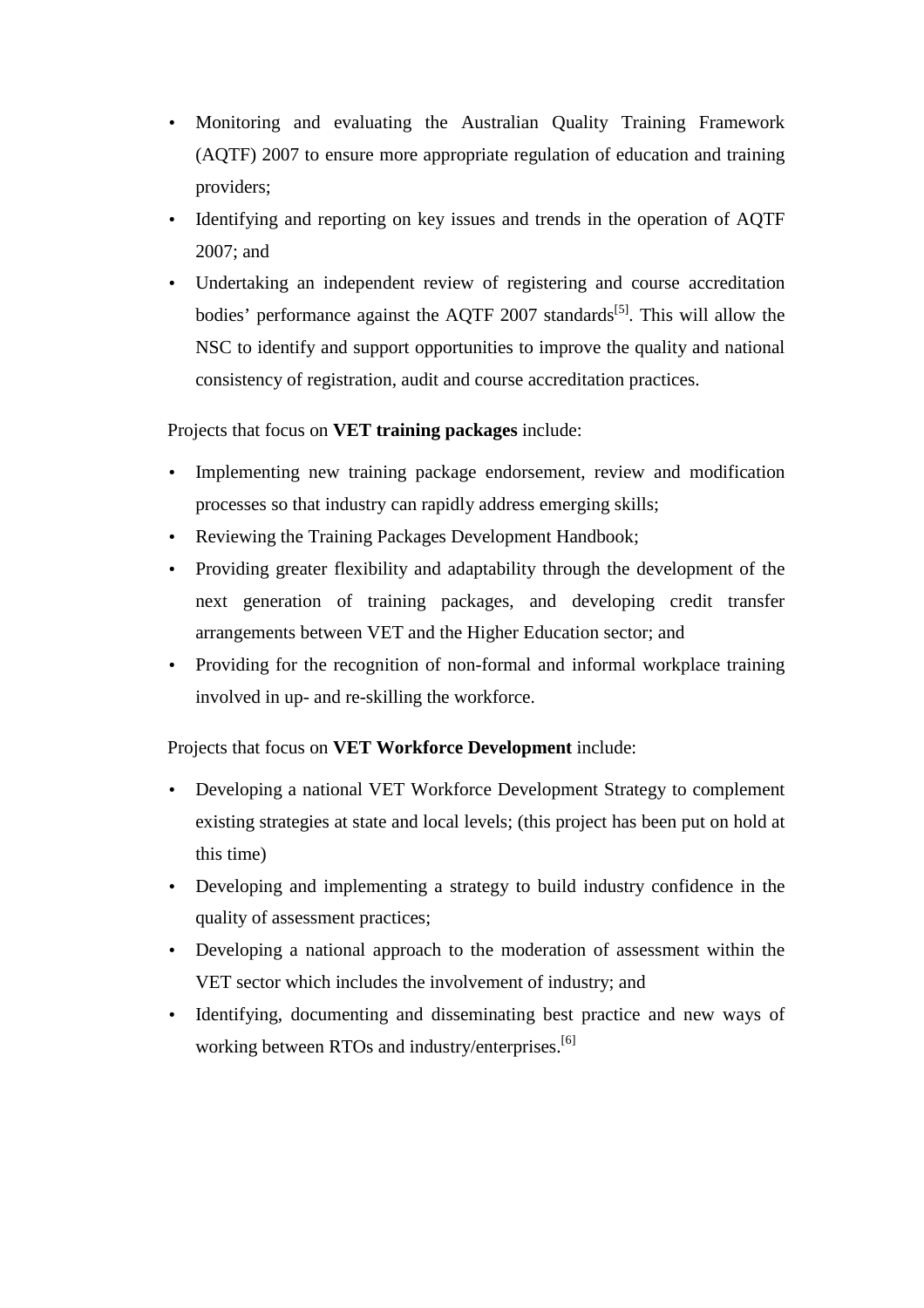- Monitoring and evaluating the Australian Quality Training Framework (AQTF) 2007 to ensure more appropriate regulation of education and training providers;
- Identifying and reporting on key issues and trends in the operation of AQTF 2007; and
- Undertaking an independent review of registering and course accreditation bodies' performance against the AQTF 2007 standards[5]. This will allow the NSC to identify and support opportunities to improve the quality and national consistency of registration, audit and course accreditation practices.

Projects that focus on **VET training packages** include:

- Implementing new training package endorsement, review and modification processes so that industry can rapidly address emerging skills;
- Reviewing the Training Packages Development Handbook;
- Providing greater flexibility and adaptability through the development of the next generation of training packages, and developing credit transfer arrangements between VET and the Higher Education sector; and
- Providing for the recognition of non-formal and informal workplace training involved in up- and re-skilling the workforce.

Projects that focus on **VET Workforce Development** include:

- Developing a national VET Workforce Development Strategy to complement existing strategies at state and local levels; (this project has been put on hold at this time)
- Developing and implementing a strategy to build industry confidence in the quality of assessment practices;
- Developing a national approach to the moderation of assessment within the VET sector which includes the involvement of industry; and
- Identifying, documenting and disseminating best practice and new ways of working between RTOs and industry/enterprises.[6]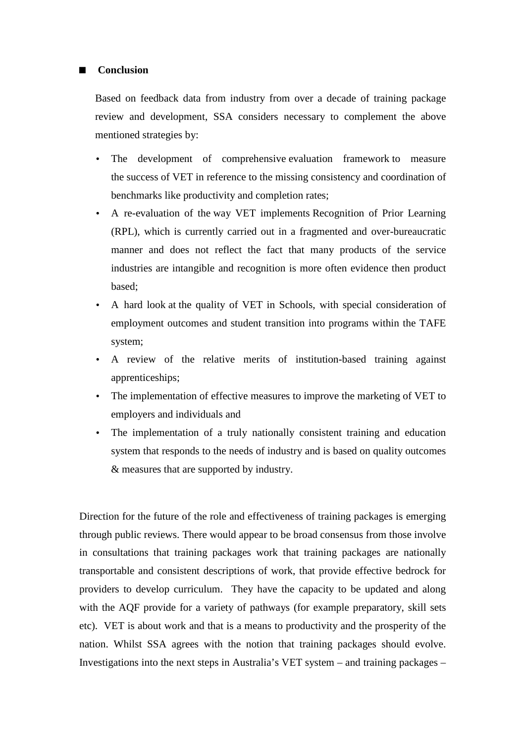## Conclusion

Based on feedback data from industry from over a decade of training package review and development, SSA considers necessary to complement the above mentioned strategies by:

- The development of comprehensive evaluation framework to measure the success of VET in reference to the missing consistency and coordination of benchmarks like productivity and completion rates;
- A re-evaluation of the way VET implements Recognition of Prior Learning (RPL), which is currently carried out in a fragmented and over-bureaucratic manner and does not reflect the fact that many products of the service industries are intangible and recognition is more often evidence then product based;
- A hard look at the quality of VET in Schools, with special consideration of employment outcomes and student transition into programs within the TAFE system;
- A review of the relative merits of institution-based training against apprenticeships;
- The implementation of effective measures to improve the marketing of VET to employers and individuals and
- The implementation of a truly nationally consistent training and education system that responds to the needs of industry and is based on quality outcomes & measures that are supported by industry.

Direction for the future of the role and effectiveness of training packages is emerging through public reviews. There would appear to be broad consensus from those involve in consultations that training packages work that training packages are nationally transportable and consistent descriptions of work, that provide effective bedrock for providers to develop curriculum. They have the capacity to be updated and along with the AQF provide for a variety of pathways (for example preparatory, skill sets etc). VET is about work and that is a means to productivity and the prosperity of the nation. Whilst SSA agrees with the notion that training packages should evolve. Investigations into the next steps in Australia's VET system – and training packages –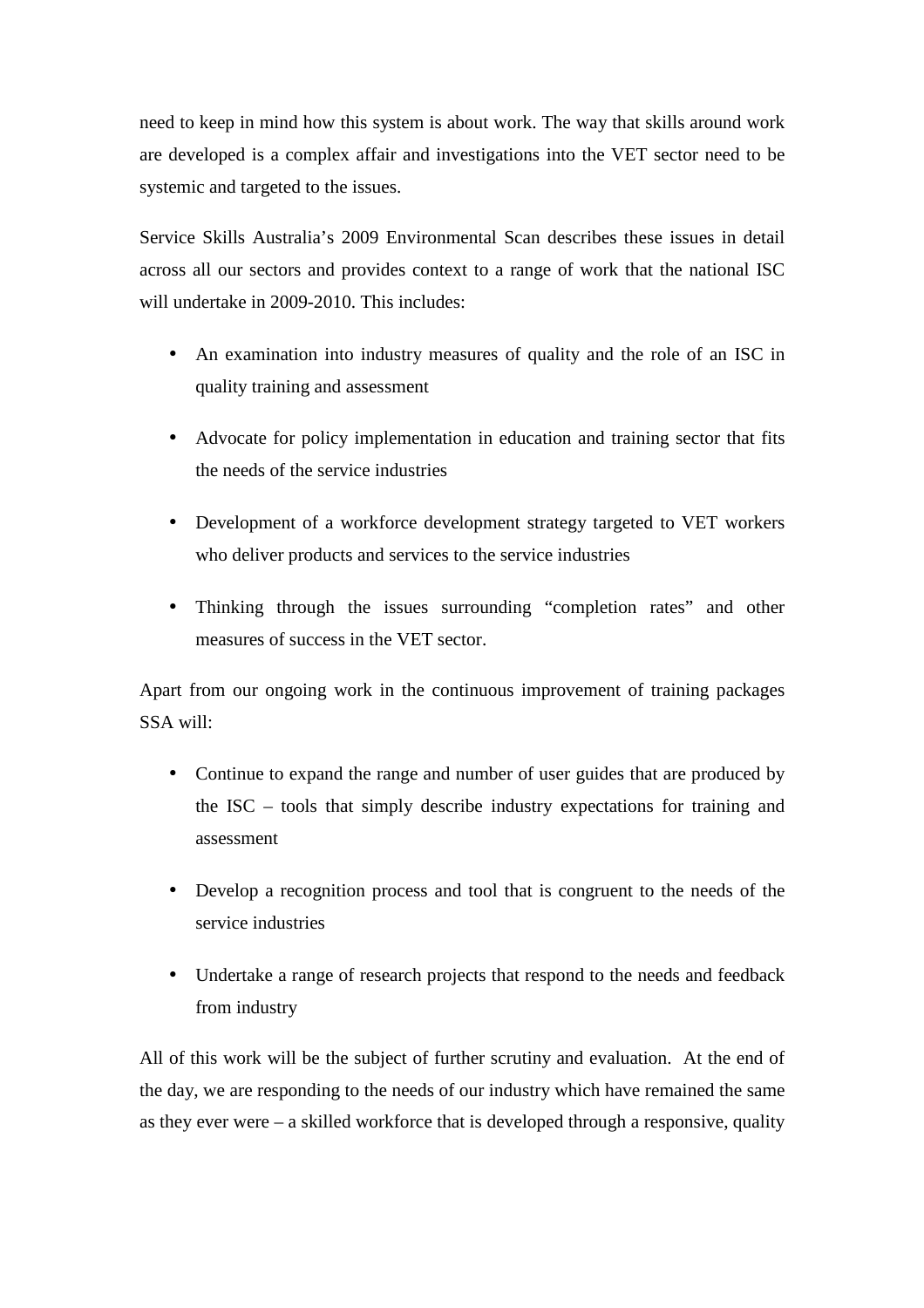need to keep in mind how this system is about work. The way that skills around work are developed is a complex affair and investigations into the VET sector need to be systemic and targeted to the issues.

Service Skills Australia's 2009 Environmental Scan describes these issues in detail across all our sectors and provides context to a range of work that the national ISC will undertake in 2009-2010. This includes:

- An examination into industry measures of quality and the role of an ISC in quality training and assessment
- Advocate for policy implementation in education and training sector that fits the needs of the service industries
- Development of a workforce development strategy targeted to VET workers who deliver products and services to the service industries
- Thinking through the issues surrounding "completion rates" and other measures of success in the VET sector.

Apart from our ongoing work in the continuous improvement of training packages SSA will:

- Continue to expand the range and number of user guides that are produced by the ISC – tools that simply describe industry expectations for training and assessment
- Develop a recognition process and tool that is congruent to the needs of the service industries
- Undertake a range of research projects that respond to the needs and feedback from industry

All of this work will be the subject of further scrutiny and evaluation. At the end of the day, we are responding to the needs of our industry which have remained the same as they ever were – a skilled workforce that is developed through a responsive, quality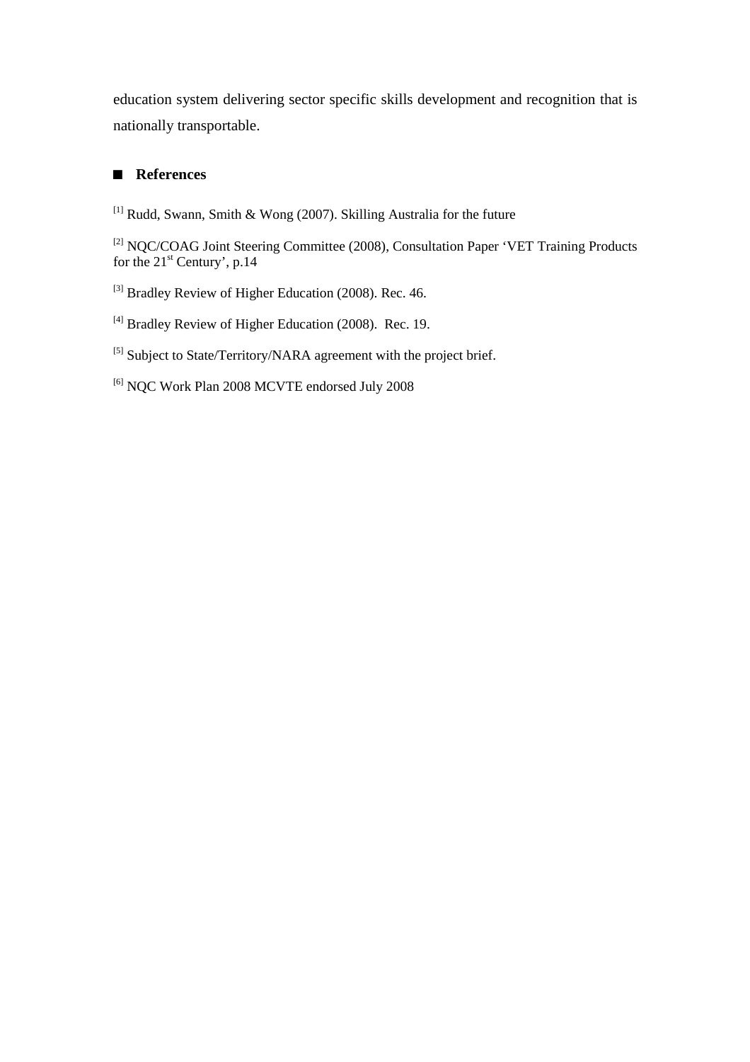education system delivering sector specific skills development and recognition that is nationally transportable.

## References

[1] Rudd, Swann, Smith & Wong (2007). Skilling Australia for the future

[2] NQC/COAG Joint Steering Committee (2008), Consultation Paper 'VET Training Products for the 21st Century', p.14

[3] Bradley Review of Higher Education (2008). Rec. 46.

[4] Bradley Review of Higher Education (2008). Rec. 19.

[5] Subject to State/Territory/NARA agreement with the project brief.

[6] NQC Work Plan 2008 MCVTE endorsed July 2008